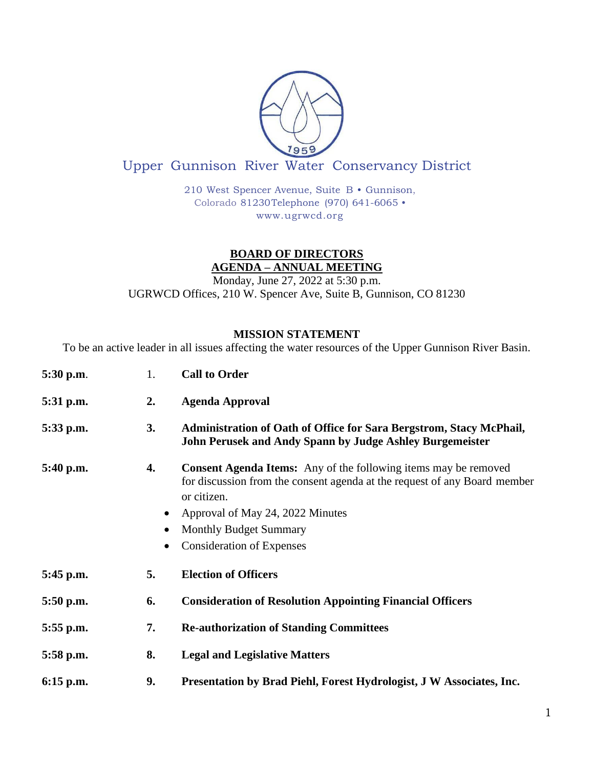# Upper Gunnison River Water Conservancy District

210 West Spencer Avenue, Suite B • Gunnison, Colorado 81230Telephone (970) 641-6065 • www.ugrwcd.org

## BOARD OF DIRECTORS
## AGENDA – ANNUAL MEETING

Monday, June 27, 2022 at 5:30 p.m.
UGRWCD Offices, 210 W. Spencer Ave, Suite B, Gunnison, CO 81230

**MISSION STATEMENT**

To be an active leader in all issues affecting the water resources of the Upper Gunnison River Basin.

**5:30 p.m.** 1. **Call to Order**

**5:31 p.m.** **2.** **Agenda Approval**

**5:33 p.m.** **3.** **Administration of Oath of Office for Sara Bergstrom, Stacy McPhail, John Perusek and Andy Spann by Judge Ashley Burgemeister**

**5:40 p.m.** **4.** **Consent Agenda Items:** Any of the following items may be removed for discussion from the consent agenda at the request of any Board member or citizen.

- Approval of May 24, 2022 Minutes
- Monthly Budget Summary
- Consideration of Expenses

**5:45 p.m.** **5.** **Election of Officers**

**5:50 p.m.** **6.** **Consideration of Resolution Appointing Financial Officers**

**5:55 p.m.** **7.** **Re-authorization of Standing Committees**

**5:58 p.m.** **8.** **Legal and Legislative Matters**

**6:15 p.m.** **9.** **Presentation by Brad Piehl, Forest Hydrologist, J W Associates, Inc.**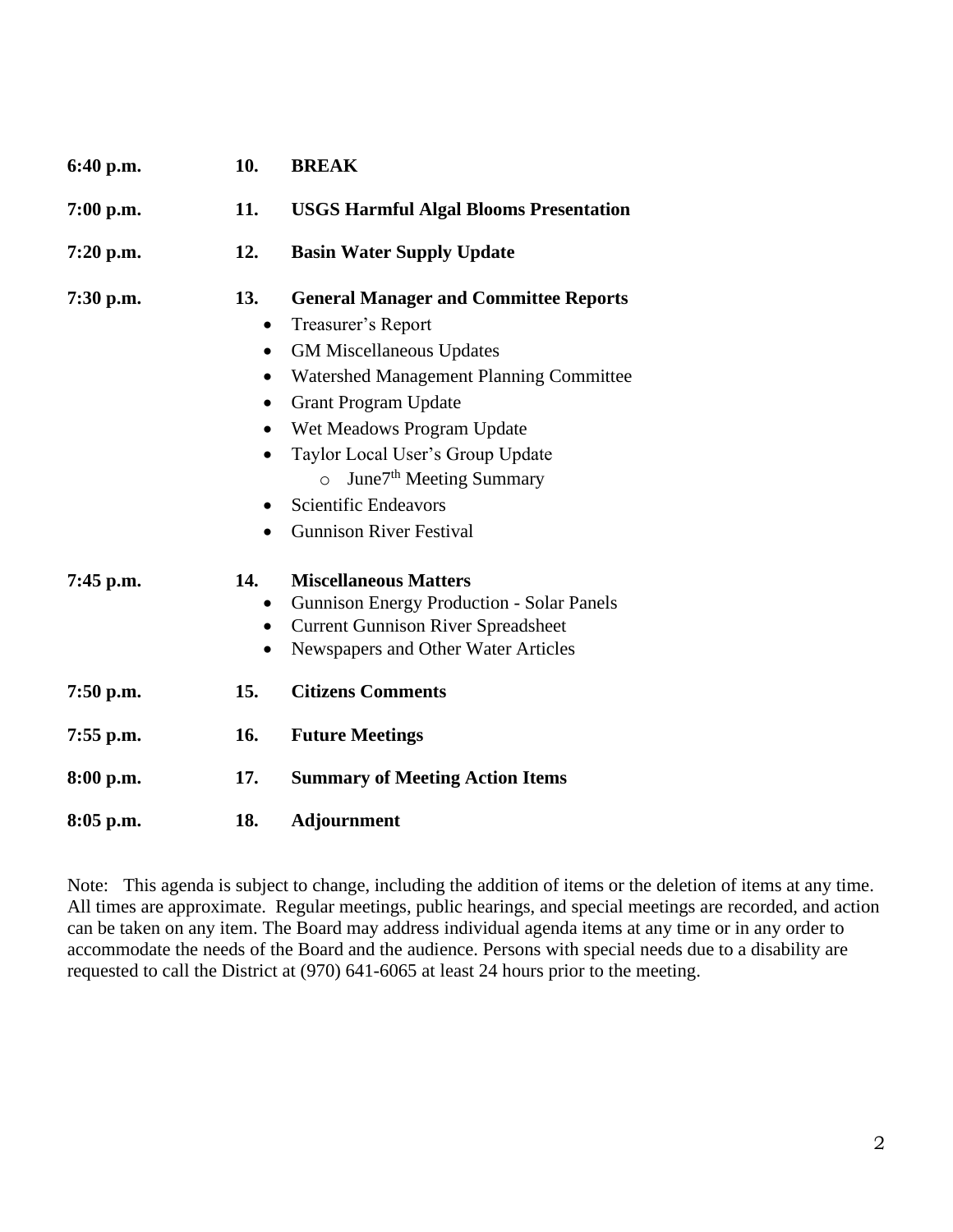**6:40 p.m.** **10. BREAK**

**7:00 p.m.** **11. USGS Harmful Algal Blooms Presentation**

**7:20 p.m.** **12. Basin Water Supply Update**

**7:30 p.m.** **13. General Manager and Committee Reports**

- Treasurer's Report
- GM Miscellaneous Updates
- Watershed Management Planning Committee
- Grant Program Update
- Wet Meadows Program Update
- Taylor Local User's Group Update
  - June7th Meeting Summary
- Scientific Endeavors
- Gunnison River Festival

**7:45 p.m.** **14. Miscellaneous Matters**

- Gunnison Energy Production - Solar Panels
- Current Gunnison River Spreadsheet
- Newspapers and Other Water Articles

**7:50 p.m.** **15. Citizens Comments**

**7:55 p.m.** **16. Future Meetings**

**8:00 p.m.** **17. Summary of Meeting Action Items**

**8:05 p.m.** **18. Adjournment**

Note: This agenda is subject to change, including the addition of items or the deletion of items at any time. All times are approximate. Regular meetings, public hearings, and special meetings are recorded, and action can be taken on any item. The Board may address individual agenda items at any time or in any order to accommodate the needs of the Board and the audience. Persons with special needs due to a disability are requested to call the District at (970) 641-6065 at least 24 hours prior to the meeting.